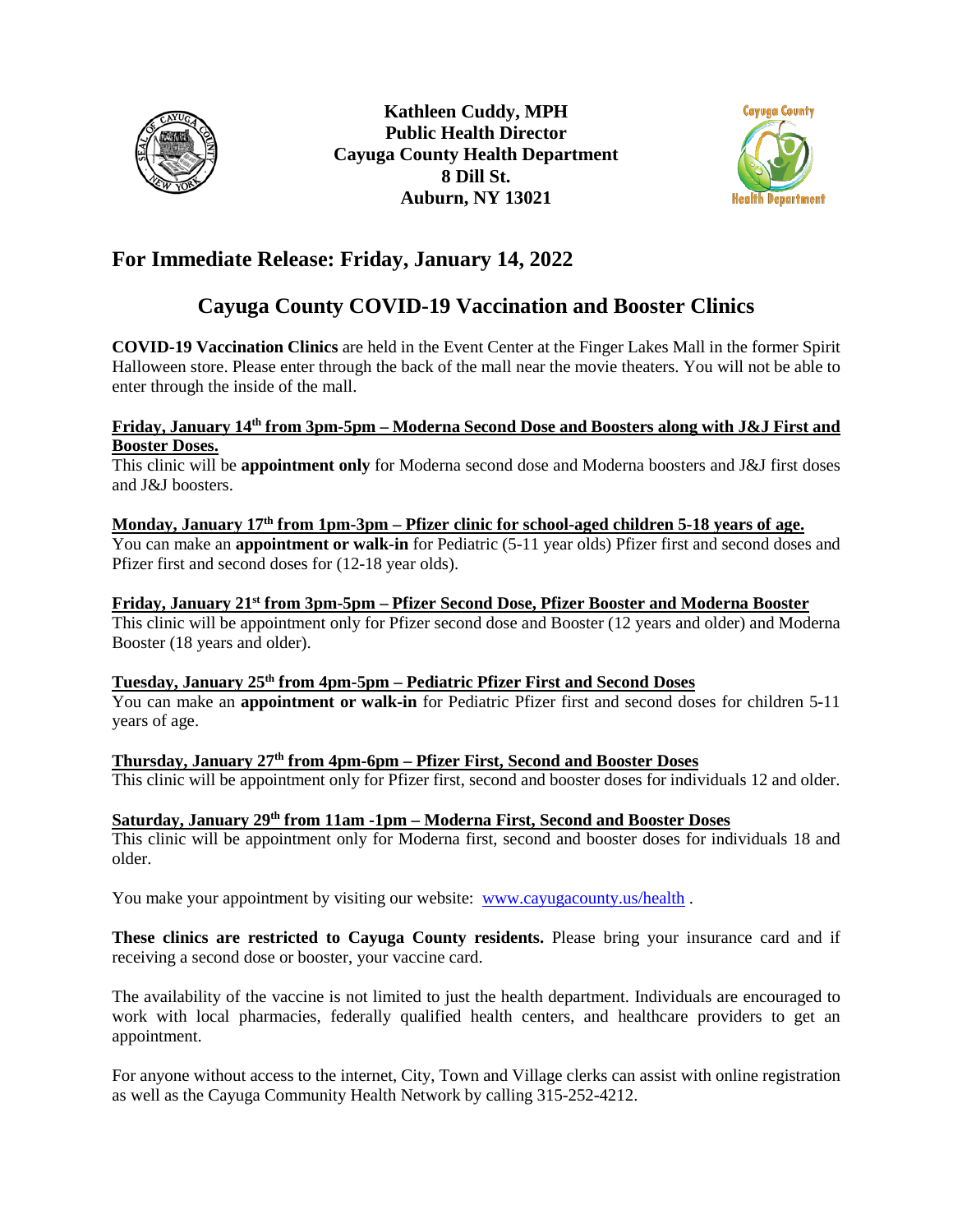**Kathleen Cuddy, MPH**
**Public Health Director**
**Cayuga County Health Department**
**8 Dill St.**
**Auburn, NY 13021**

## For Immediate Release: Friday, January 14, 2022

# Cayuga County COVID-19 Vaccination and Booster Clinics

**COVID-19 Vaccination Clinics** are held in the Event Center at the Finger Lakes Mall in the former Spirit Halloween store. Please enter through the back of the mall near the movie theaters. You will not be able to enter through the inside of the mall.

**Friday, January 14th from 3pm-5pm – Moderna Second Dose and Boosters along with J&J First and Booster Doses.**
This clinic will be **appointment only** for Moderna second dose and Moderna boosters and J&J first doses and J&J boosters.

**Monday, January 17th from 1pm-3pm – Pfizer clinic for school-aged children 5-18 years of age.**
You can make an **appointment or walk-in** for Pediatric (5-11 year olds) Pfizer first and second doses and Pfizer first and second doses for (12-18 year olds).

**Friday, January 21st from 3pm-5pm – Pfizer Second Dose, Pfizer Booster and Moderna Booster**
This clinic will be appointment only for Pfizer second dose and Booster (12 years and older) and Moderna Booster (18 years and older).

**Tuesday, January 25th from 4pm-5pm – Pediatric Pfizer First and Second Doses**
You can make an **appointment or walk-in** for Pediatric Pfizer first and second doses for children 5-11 years of age.

**Thursday, January 27th from 4pm-6pm – Pfizer First, Second and Booster Doses**
This clinic will be appointment only for Pfizer first, second and booster doses for individuals 12 and older.

**Saturday, January 29th from 11am -1pm – Moderna First, Second and Booster Doses**
This clinic will be appointment only for Moderna first, second and booster doses for individuals 18 and older.

You make your appointment by visiting our website: [www.cayugacounty.us/health](http://www.cayugacounty.us/health) .

**These clinics are restricted to Cayuga County residents.** Please bring your insurance card and if receiving a second dose or booster, your vaccine card.

The availability of the vaccine is not limited to just the health department. Individuals are encouraged to work with local pharmacies, federally qualified health centers, and healthcare providers to get an appointment.

For anyone without access to the internet, City, Town and Village clerks can assist with online registration as well as the Cayuga Community Health Network by calling 315-252-4212.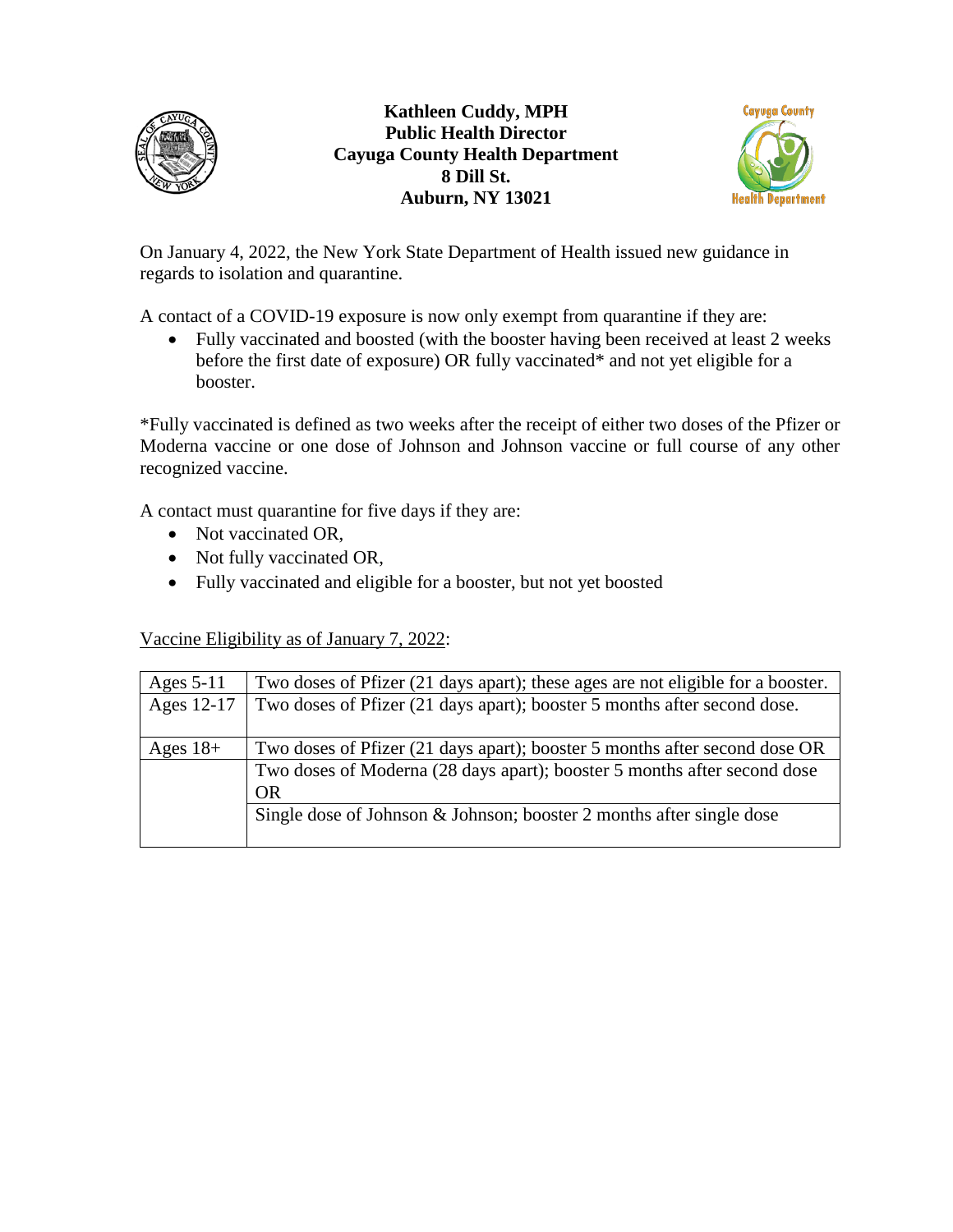**Kathleen Cuddy, MPH**
**Public Health Director**
**Cayuga County Health Department**
**8 Dill St.**
**Auburn, NY 13021**

On January 4, 2022, the New York State Department of Health issued new guidance in regards to isolation and quarantine.

A contact of a COVID-19 exposure is now only exempt from quarantine if they are:

- Fully vaccinated and boosted (with the booster having been received at least 2 weeks before the first date of exposure) OR fully vaccinated* and not yet eligible for a booster.

*Fully vaccinated is defined as two weeks after the receipt of either two doses of the Pfizer or Moderna vaccine or one dose of Johnson and Johnson vaccine or full course of any other recognized vaccine.

A contact must quarantine for five days if they are:

- Not vaccinated OR,
- Not fully vaccinated OR,
- Fully vaccinated and eligible for a booster, but not yet boosted

<u>Vaccine Eligibility as of January 7, 2022</u>:

| | |
|---|---|
| Ages 5-11 | Two doses of Pfizer (21 days apart); these ages are not eligible for a booster. |
| Ages 12-17 | Two doses of Pfizer (21 days apart); booster 5 months after second dose. |
| Ages 18+ | Two doses of Pfizer (21 days apart); booster 5 months after second dose OR |
| | Two doses of Moderna (28 days apart); booster 5 months after second dose OR |
| | Single dose of Johnson & Johnson; booster 2 months after single dose |